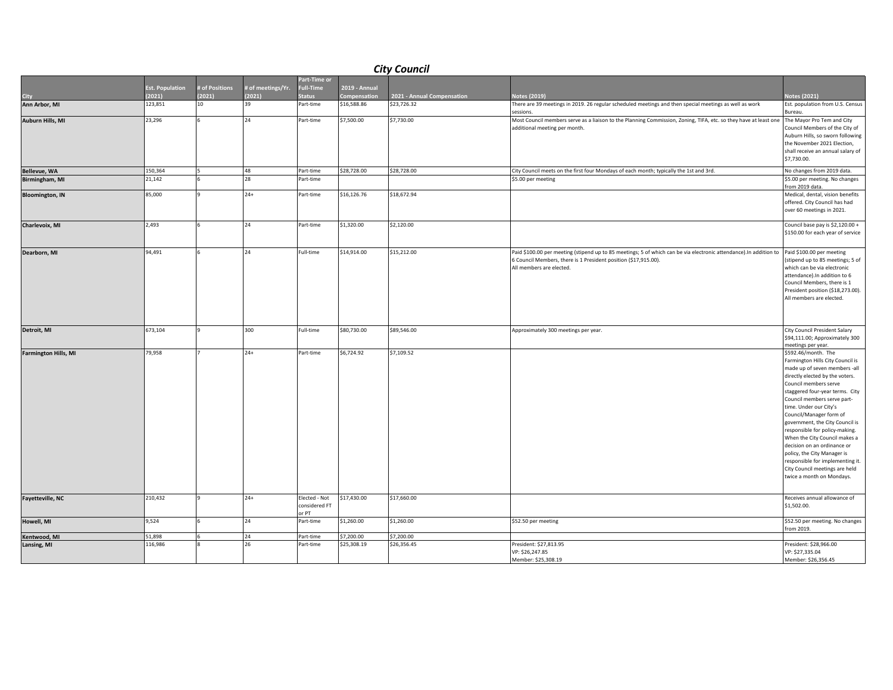# *City Council*

| City | Est. Population (2021) | # of Positions (2021) | # of meetings/Yr. (2021) | Part-Time or Full-Time Status | 2019 - Annual Compensation | 2021 - Annual Compensation | Notes (2019) | Notes (2021) |
|---|---|---|---|---|---|---|---|---|
| **Ann Arbor, MI** | 123,851 | 10 | 39 | Part-time | $16,588.86 | $23,726.32 | There are 39 meetings in 2019. 26 regular scheduled meetings and then special meetings as well as work sessions. | Est. population from U.S. Census Bureau. |
| **Auburn Hills, MI** | 23,296 | 6 | 24 | Part-time | $7,500.00 | $7,730.00 | Most Council members serve as a liaison to the Planning Commission, Zoning, TIFA, etc. so they have at least one additional meeting per month. | The Mayor Pro Tem and City Council Members of the City of Auburn Hills, so sworn following the November 2021 Election, shall receive an annual salary of $7,730.00. |
| **Bellevue, WA** | 150,364 | 5 | 48 | Part-time | $28,728.00 | $28,728.00 | City Council meets on the first four Mondays of each month; typically the 1st and 3rd. | No changes from 2019 data. |
| **Birmingham, MI** | 21,142 | 6 | 28 | Part-time | | | $5.00 per meeting | $5.00 per meeting. No changes from 2019 data. |
| **Bloomington, IN** | 85,000 | 9 | 24+ | Part-time | $16,126.76 | $18,672.94 | | Medical, dental, vision benefits offered. City Council has had over 60 meetings in 2021. |
| **Charlevoix, MI** | 2,493 | 6 | 24 | Part-time | $1,320.00 | $2,120.00 | | Council base pay is $2,120.00 + $150.00 for each year of service |
| **Dearborn, MI** | 94,491 | 6 | 24 | Full-time | $14,914.00 | $15,212.00 | Paid $100.00 per meeting (stipend up to 85 meetings; 5 of which can be via electronic attendance).In addition to 6 Council Members, there is 1 President position ($17,915.00). All members are elected. | Paid $100.00 per meeting (stipend up to 85 meetings; 5 of which can be via electronic attendance).In addition to 6 Council Members, there is 1 President position ($18,273.00). All members are elected. |
| **Detroit, MI** | 673,104 | 9 | 300 | Full-time | $80,730.00 | $89,546.00 | Approximately 300 meetings per year. | City Council President Salary $94,111.00; Approximately 300 meetings per year. |
| **Farmington Hills, MI** | 79,958 | 7 | 24+ | Part-time | $6,724.92 | $7,109.52 | | $592.46/month. The Farmington Hills City Council is made up of seven members -all directly elected by the voters. Council members serve staggered four-year terms. City Council members serve part-time. Under our City's Council/Manager form of government, the City Council is responsible for policy-making. When the City Council makes a decision on an ordinance or policy, the City Manager is responsible for implementing it. City Council meetings are held twice a month on Mondays. |
| **Fayetteville, NC** | 210,432 | 9 | 24+ | Elected - Not considered FT or PT | $17,430.00 | $17,660.00 | | Receives annual allowance of $1,502.00. |
| **Howell, MI** | 9,524 | 6 | 24 | Part-time | $1,260.00 | $1,260.00 | $52.50 per meeting | $52.50 per meeting. No changes from 2019. |
| **Kentwood, MI** | 51,898 | 6 | 24 | Part-time | $7,200.00 | $7,200.00 | | |
| **Lansing, MI** | 116,986 | 8 | 26 | Part-time | $25,308.19 | $26,356.45 | President: $27,813.95<br>VP: $26,247.85<br>Member: $25,308.19 | President: $28,966.00<br>VP: $27,335.04<br>Member: $26,356.45 |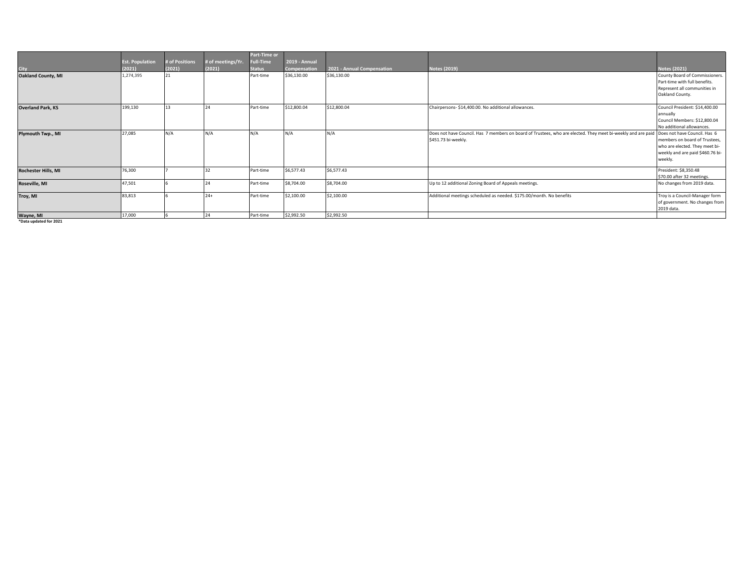| City | Est. Population (2021) | # of Positions (2021) | # of meetings/Yr. (2021) | Part-Time or Full-Time Status | 2019 - Annual Compensation | 2021 - Annual Compensation | Notes (2019) | Notes (2021) |
|---|---|---|---|---|---|---|---|---|
| **Oakland County, MI** | 1,274,395 | 21 | | Part-time | $36,130.00 | $36,130.00 | | County Board of Commissioners. Part-time with full benefits. Represent all communities in Oakland County. |
| **Overland Park, KS** | 199,130 | 13 | 24 | Part-time | $12,800.04 | $12,800.04 | Chairpersons- $14,400.00. No additional allowances. | Council President: $14,400.00 annually<br>Council Members: $12,800.04<br>No additional allowances. |
| **Plymouth Twp., MI** | 27,085 | N/A | N/A | N/A | N/A | N/A | Does not have Council. Has 7 members on board of Trustees, who are elected. They meet bi-weekly and are paid $451.73 bi-weekly. | Does not have Council. Has 6 members on board of Trustees, who are elected. They meet bi-weekly and are paid $460.76 bi-weekly. |
| **Rochester Hills, MI** | 76,300 | 7 | 32 | Part-time | $6,577.43 | $6,577.43 | | President: $8,350.48<br>$70.00 after 32 meetings. |
| **Roseville, MI** | 47,501 | 6 | 24 | Part-time | $8,704.00 | $8,704.00 | Up to 12 additional Zoning Board of Appeals meetings. | No changes from 2019 data. |
| **Troy, MI** | 83,813 | 6 | 24+ | Part-time | $2,100.00 | $2,100.00 | Additional meetings scheduled as needed. $175.00/month. No benefits | Troy is a Council-Manager form of government. No changes from 2019 data. |
| **Wayne, MI** | 17,000 | 6 | 24 | Part-time | $2,992.50 | $2,992.50 | | |

**\*Data updated for 2021**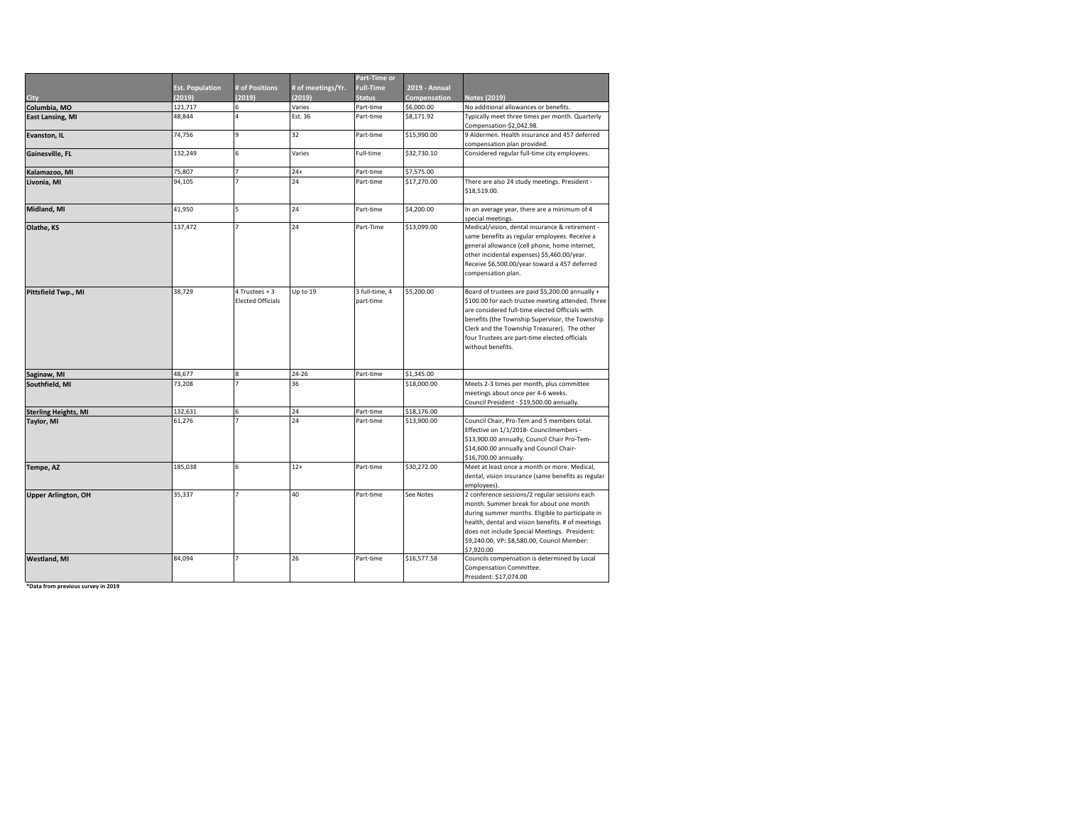| City | Est. Population (2019) | # of Positions (2019) | # of meetings/Yr. (2019) | Part-Time or Full-Time Status | 2019 - Annual Compensation | Notes (2019) |
|---|---|---|---|---|---|---|
| Columbia, MO | 121,717 | 6 | Varies | Part-time | $6,000.00 | No additional allowances or benefits. |
| East Lansing, MI | 48,844 | 4 | Est. 36 | Part-time | $8,171.92 | Typically meet three times per month. Quarterly Compensation-$2,042.98. |
| Evanston, IL | 74,756 | 9 | 32 | Part-time | $15,990.00 | 9 Aldermen. Health insurance and 457 deferred compensation plan provided. |
| Gainesville, FL | 132,249 | 6 | Varies | Full-time | $32,730.10 | Considered regular full-time city employees. |
| Kalamazoo, MI | 75,807 | 7 | 24+ | Part-time | $7,575.00 | |
| Livonia, MI | 94,105 | 7 | 24 | Part-time | $17,270.00 | There are also 24 study meetings. President - $18,519.00. |
| Midland, MI | 41,950 | 5 | 24 | Part-time | $4,200.00 | In an average year, there are a minimum of 4 special meetings. |
| Olathe, KS | 137,472 | 7 | 24 | Part-Time | $13,099.00 | Medical/vision, dental insurance & retirement - same benefits as regular employees. Receive a general allowance (cell phone, home internet, other incidental expenses) $5,460.00/year. Receive $6,500.00/year toward a 457 deferred compensation plan. |
| Pittsfield Twp., MI | 38,729 | 4 Trustees + 3 Elected Officials | Up to 19 | 3 full-time, 4 part-time | $5,200.00 | Board of trustees are paid $5,200.00 annually + $100.00 for each trustee meeting attended. Three are considered full-time elected Officials with benefits (the Township Supervisor, the Township Clerk and the Township Treasurer). The other four Trustees are part-time elected officials without benefits. |
| Saginaw, MI | 48,677 | 8 | 24-26 | Part-time | $1,345.00 | |
| Southfield, MI | 73,208 | 7 | 36 | | $18,000.00 | Meets 2-3 times per month, plus committee meetings about once per 4-6 weeks. Council President - $19,500.00 annually. |
| Sterling Heights, MI | 132,631 | 6 | 24 | Part-time | $18,176.00 | |
| Taylor, MI | 61,276 | 7 | 24 | Part-time | $13,900.00 | Council Chair, Pro-Tem and 5 members total. Effective on 1/1/2018- Councilmembers - $13,900.00 annually, Council Chair Pro-Tem- $14,600.00 annually and Council Chair- $16,700.00 annually. |
| Tempe, AZ | 185,038 | 6 | 12+ | Part-time | $30,272.00 | Meet at least once a month or more. Medical, dental, vision insurance (same benefits as regular employees). |
| Upper Arlington, OH | 35,337 | 7 | 40 | Part-time | See Notes | 2 conference sessions/2 regular sessions each month. Summer break for about one month during summer months. Eligible to participate in health, dental and vision benefits. # of meetings does not include Special Meetings. President: $9,240.00, VP: $8,580.00, Council Member: $7,920.00 |
| Westland, MI | 84,094 | 7 | 26 | Part-time | $16,577.58 | Councils compensation is determined by Local Compensation Committee. President: $17,074.00 |

*Data from previous survey in 2019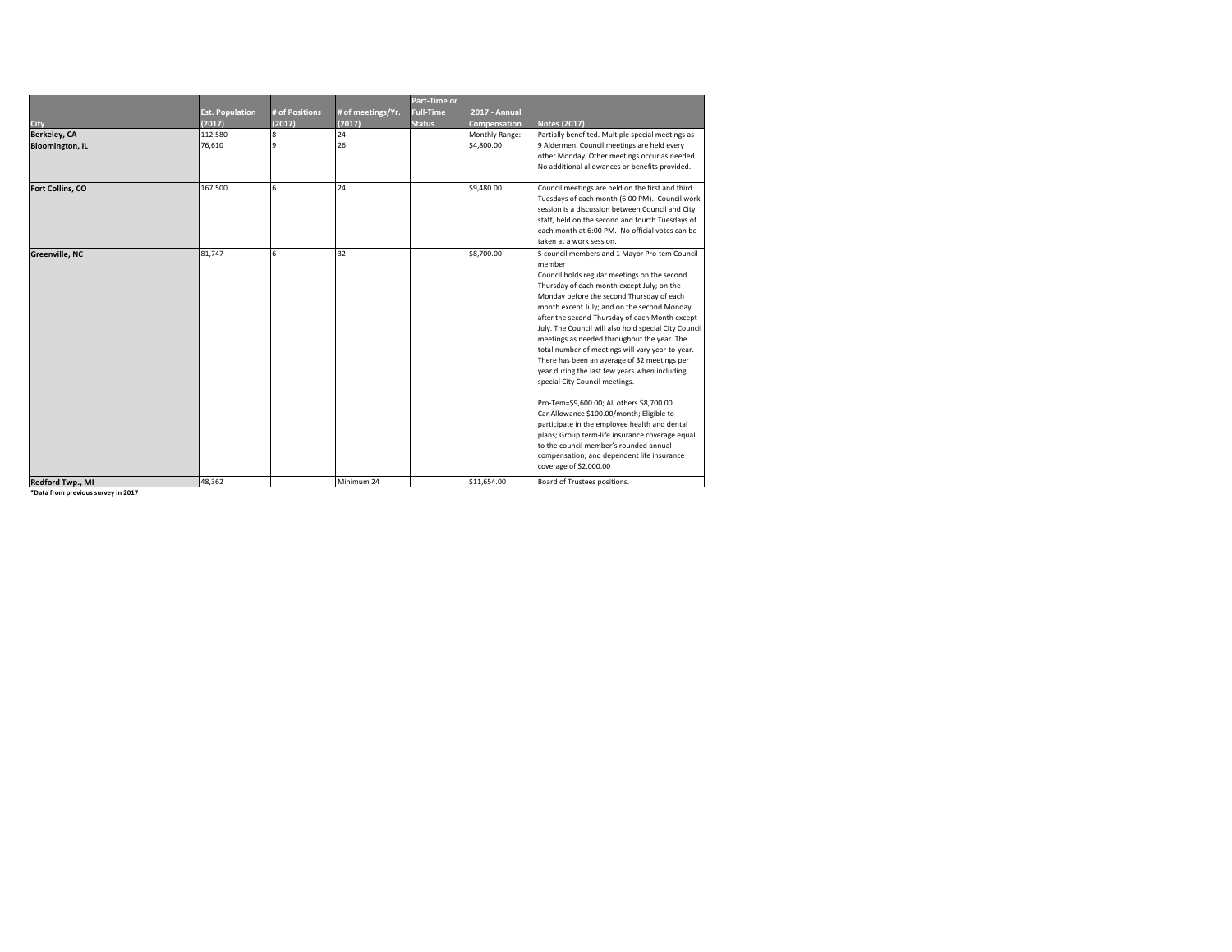| City | Est. Population (2017) | # of Positions (2017) | # of meetings/Yr. (2017) | Part-Time or Full-Time Status | 2017 - Annual Compensation | Notes (2017) |
|---|---|---|---|---|---|---|
| **Berkeley, CA** | 112,580 | 8 | 24 | | Monthly Range: | Partially benefited. Multiple special meetings as |
| **Bloomington, IL** | 76,610 | 9 | 26 | | $4,800.00 | 9 Aldermen. Council meetings are held every other Monday. Other meetings occur as needed. No additional allowances or benefits provided. |
| **Fort Collins, CO** | 167,500 | 6 | 24 | | $9,480.00 | Council meetings are held on the first and third Tuesdays of each month (6:00 PM). Council work session is a discussion between Council and City staff, held on the second and fourth Tuesdays of each month at 6:00 PM. No official votes can be taken at a work session. |
| **Greenville, NC** | 81,747 | 6 | 32 | | $8,700.00 | 5 council members and 1 Mayor Pro-tem Council member<br>Council holds regular meetings on the second Thursday of each month except July; on the Monday before the second Thursday of each month except July; and on the second Monday after the second Thursday of each Month except July. The Council will also hold special City Council meetings as needed throughout the year. The total number of meetings will vary year-to-year. There has been an average of 32 meetings per year during the last few years when including special City Council meetings.<br><br>Pro-Tem=$9,600.00; All others $8,700.00<br>Car Allowance $100.00/month; Eligible to participate in the employee health and dental plans; Group term-life insurance coverage equal to the council member's rounded annual compensation; and dependent life insurance coverage of $2,000.00 |
| **Redford Twp., MI** | 48,362 | | Minimum 24 | | $11,654.00 | Board of Trustees positions. |

**\*Data from previous survey in 2017**